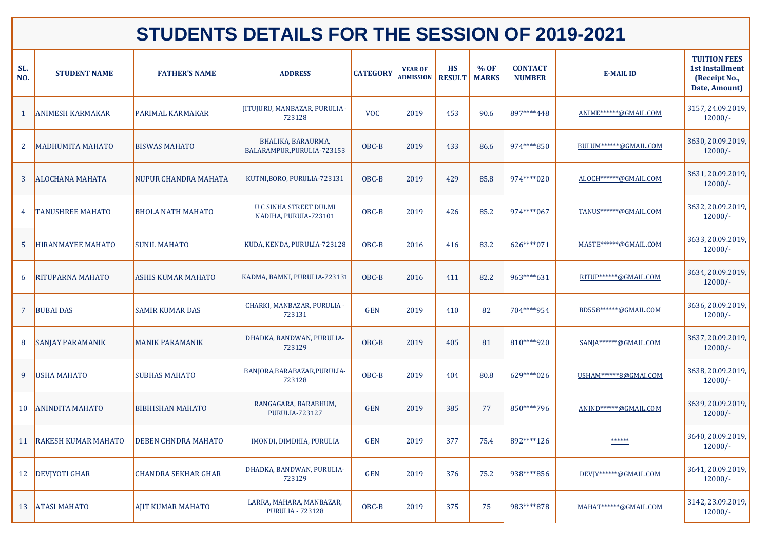# STUDENTS DETAILS FOR THE SESSION OF 2019-2021

| SL. NO. | STUDENT NAME | FATHER'S NAME | ADDRESS | CATEGORY | YEAR OF ADMISSION | HS RESULT | % OF MARKS | CONTACT NUMBER | E-MAIL ID | TUITION FEES 1st Installment (Receipt No., Date, Amount) |
|---|---|---|---|---|---|---|---|---|---|---|
| 1 | ANIMESH KARMAKAR | PARIMAL KARMAKAR | JITUJURU, MANBAZAR, PURULIA - 723128 | VOC | 2019 | 453 | 90.6 | 897****448 | ANIME******@GMAIL.COM | 3157, 24.09.2019, 12000/- |
| 2 | MADHUMITA MAHATO | BISWAS MAHATO | BHALIKA, BARAURMA, BALARAMPUR,PURULIA-723153 | OBC-B | 2019 | 433 | 86.6 | 974****850 | BULUM******@GMAIL.COM | 3630, 20.09.2019, 12000/- |
| 3 | ALOCHANA MAHATA | NUPUR CHANDRA MAHATA | KUTNI,BORO, PURULIA-723131 | OBC-B | 2019 | 429 | 85.8 | 974****020 | ALOCH******@GMAIL.COM | 3631, 20.09.2019, 12000/- |
| 4 | TANUSHREE MAHATO | BHOLA NATH MAHATO | U C SINHA STREET DULMI NADIHA, PURUIA-723101 | OBC-B | 2019 | 426 | 85.2 | 974****067 | TANUS******@GMAIL.COM | 3632, 20.09.2019, 12000/- |
| 5 | HIRANMAYEE MAHATO | SUNIL MAHATO | KUDA, KENDA, PURULIA-723128 | OBC-B | 2016 | 416 | 83.2 | 626****071 | MASTE******@GMAIL.COM | 3633, 20.09.2019, 12000/- |
| 6 | RITUPARNA MAHATO | ASHIS KUMAR MAHATO | KADMA, BAMNI, PURULIA-723131 | OBC-B | 2016 | 411 | 82.2 | 963****631 | RITUP******@GMAIL.COM | 3634, 20.09.2019, 12000/- |
| 7 | BUBAI DAS | SAMIR KUMAR DAS | CHARKI, MANBAZAR, PURULIA - 723131 | GEN | 2019 | 410 | 82 | 704****954 | BD558******@GMAIL.COM | 3636, 20.09.2019, 12000/- |
| 8 | SANJAY PARAMANIK | MANIK PARAMANIK | DHADKA, BANDWAN, PURULIA-723129 | OBC-B | 2019 | 405 | 81 | 810****920 | SANJA******@GMAIL.COM | 3637, 20.09.2019, 12000/- |
| 9 | USHA MAHATO | SUBHAS MAHATO | BANJORA,BARABAZAR,PURULIA-723128 | OBC-B | 2019 | 404 | 80.8 | 629****026 | USHAM******8@GMAIL.COM | 3638, 20.09.2019, 12000/- |
| 10 | ANINDITA MAHATO | BIBHISHAN MAHATO | RANGAGARA, BARABHUM, PURULIA-723127 | GEN | 2019 | 385 | 77 | 850****796 | ANIND******@GMAIL.COM | 3639, 20.09.2019, 12000/- |
| 11 | RAKESH KUMAR MAHATO | DEBEN CHNDRA MAHATO | IMONDI, DIMDHIA, PURULIA | GEN | 2019 | 377 | 75.4 | 892****126 | ****** | 3640, 20.09.2019, 12000/- |
| 12 | DEVJYOTI GHAR | CHANDRA SEKHAR GHAR | DHADKA, BANDWAN, PURULIA-723129 | GEN | 2019 | 376 | 75.2 | 938****856 | DEVJY******@GMAIL.COM | 3641, 20.09.2019, 12000/- |
| 13 | ATASI MAHATO | AJIT KUMAR MAHATO | LARRA, MAHARA, MANBAZAR, PURULIA - 723128 | OBC-B | 2019 | 375 | 75 | 983****878 | MAHAT******@GMAIL.COM | 3142, 23.09.2019, 12000/- |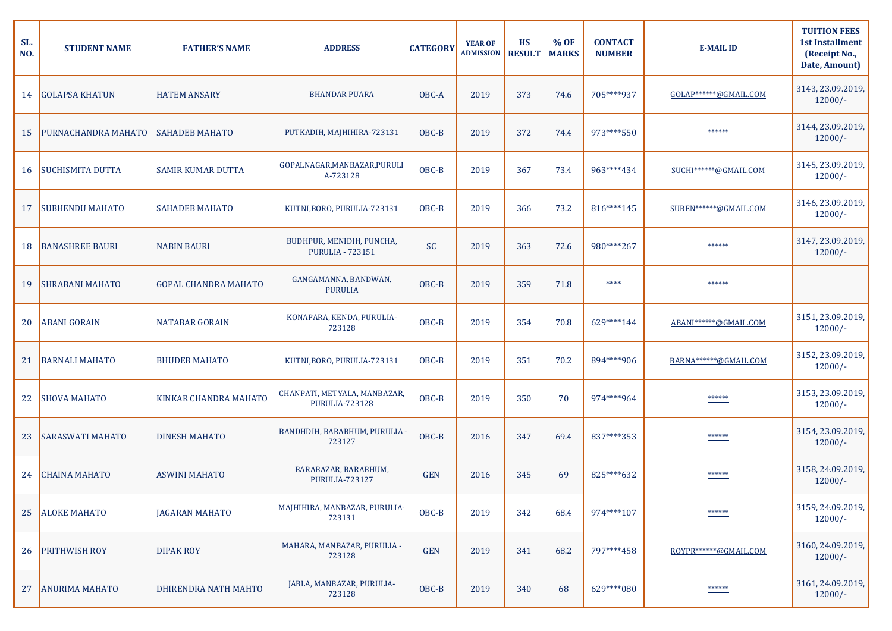| SL. NO. | STUDENT NAME | FATHER'S NAME | ADDRESS | CATEGORY | YEAR OF ADMISSION | HS RESULT | % OF MARKS | CONTACT NUMBER | E-MAIL ID | TUITION FEES 1st Installment (Receipt No., Date, Amount) |
|---|---|---|---|---|---|---|---|---|---|---|
| 14 | GOLAPSA KHATUN | HATEM ANSARY | BHANDAR PUARA | OBC-A | 2019 | 373 | 74.6 | 705****937 | GOLAP******@GMAIL.COM | 3143, 23.09.2019, 12000/- |
| 15 | PURNACHANDRA MAHATO | SAHADEB MAHATO | PUTKADIH, MAJHIHIRA-723131 | OBC-B | 2019 | 372 | 74.4 | 973****550 | ****** | 3144, 23.09.2019, 12000/- |
| 16 | SUCHISMITA DUTTA | SAMIR KUMAR DUTTA | GOPALNAGAR,MANBAZAR,PURULIA-723128 | OBC-B | 2019 | 367 | 73.4 | 963****434 | SUCHI******@GMAIL.COM | 3145, 23.09.2019, 12000/- |
| 17 | SUBHENDU MAHATO | SAHADEB MAHATO | KUTNI,BORO, PURULIA-723131 | OBC-B | 2019 | 366 | 73.2 | 816****145 | SUBEN******@GMAIL.COM | 3146, 23.09.2019, 12000/- |
| 18 | BANASHREE BAURI | NABIN BAURI | BUDHPUR, MENIDIH, PUNCHA, PURULIA - 723151 | SC | 2019 | 363 | 72.6 | 980****267 | ****** | 3147, 23.09.2019, 12000/- |
| 19 | SHRABANI MAHATO | GOPAL CHANDRA MAHATO | GANGAMANNA, BANDWAN, PURULIA | OBC-B | 2019 | 359 | 71.8 | **** | ****** | |
| 20 | ABANI GORAIN | NATABAR GORAIN | KONAPARA, KENDA, PURULIA-723128 | OBC-B | 2019 | 354 | 70.8 | 629****144 | ABANI******@GMAIL.COM | 3151, 23.09.2019, 12000/- |
| 21 | BARNALI MAHATO | BHUDEB MAHATO | KUTNI,BORO, PURULIA-723131 | OBC-B | 2019 | 351 | 70.2 | 894****906 | BARNA******@GMAIL.COM | 3152, 23.09.2019, 12000/- |
| 22 | SHOVA MAHATO | KINKAR CHANDRA MAHATO | CHANPATI, METYALA, MANBAZAR, PURULIA-723128 | OBC-B | 2019 | 350 | 70 | 974****964 | ****** | 3153, 23.09.2019, 12000/- |
| 23 | SARASWATI MAHATO | DINESH MAHATO | BANDHDIH, BARABHUM, PURULIA - 723127 | OBC-B | 2016 | 347 | 69.4 | 837****353 | ****** | 3154, 23.09.2019, 12000/- |
| 24 | CHAINA MAHATO | ASWINI MAHATO | BARABAZAR, BARABHUM, PURULIA-723127 | GEN | 2016 | 345 | 69 | 825****632 | ****** | 3158, 24.09.2019, 12000/- |
| 25 | ALOKE MAHATO | JAGARAN MAHATO | MAJHIHIRA, MANBAZAR, PURULIA-723131 | OBC-B | 2019 | 342 | 68.4 | 974****107 | ****** | 3159, 24.09.2019, 12000/- |
| 26 | PRITHWISH ROY | DIPAK ROY | MAHARA, MANBAZAR, PURULIA - 723128 | GEN | 2019 | 341 | 68.2 | 797****458 | ROYPR******@GMAIL.COM | 3160, 24.09.2019, 12000/- |
| 27 | ANURIMA MAHATO | DHIRENDRA NATH MAHTO | JABLA, MANBAZAR, PURULIA-723128 | OBC-B | 2019 | 340 | 68 | 629****080 | ****** | 3161, 24.09.2019, 12000/- |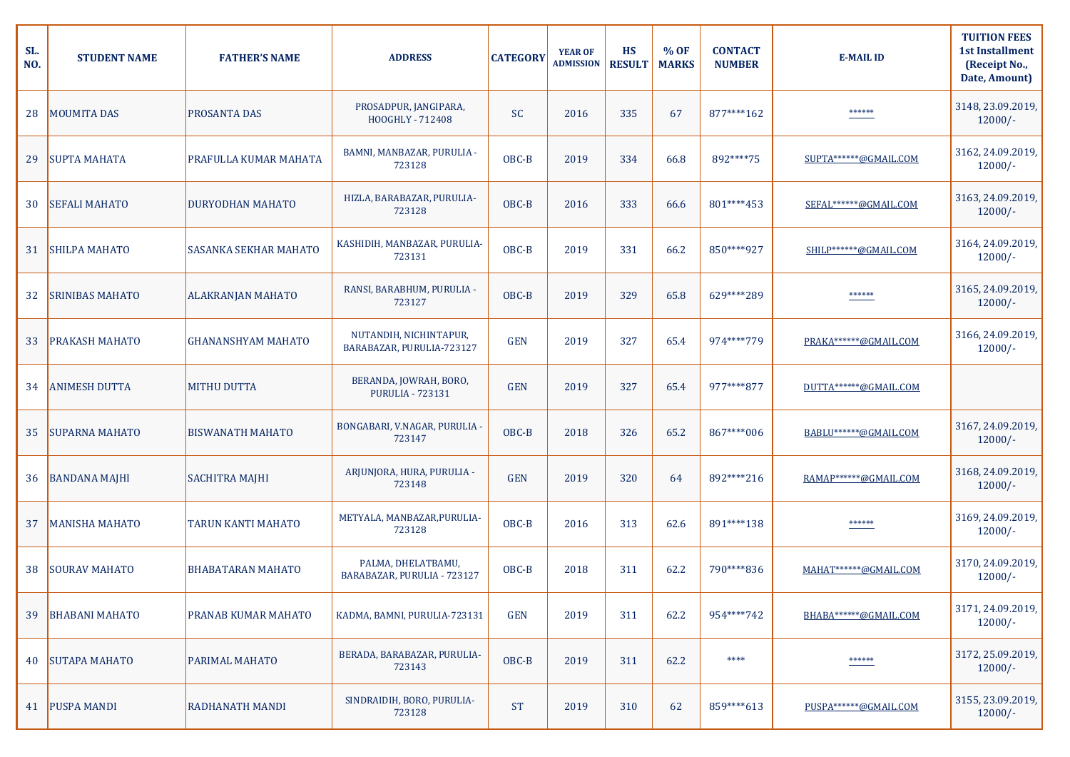| SL. NO. | STUDENT NAME | FATHER'S NAME | ADDRESS | CATEGORY | YEAR OF ADMISSION | HS RESULT | % OF MARKS | CONTACT NUMBER | E-MAIL ID | TUITION FEES 1st Installment (Receipt No., Date, Amount) |
|---|---|---|---|---|---|---|---|---|---|---|
| 28 | MOUMITA DAS | PROSANTA DAS | PROSADPUR, JANGIPARA, HOOGHLY - 712408 | SC | 2016 | 335 | 67 | 877****162 | ****** | 3148, 23.09.2019, 12000/- |
| 29 | SUPTA MAHATA | PRAFULLA KUMAR MAHATA | BAMNI, MANBAZAR, PURULIA - 723128 | OBC-B | 2019 | 334 | 66.8 | 892****75 | SUPTA******@GMAIL.COM | 3162, 24.09.2019, 12000/- |
| 30 | SEFALI MAHATO | DURYODHAN MAHATO | HIZLA, BARABAZAR, PURULIA-723128 | OBC-B | 2016 | 333 | 66.6 | 801****453 | SEFAL******@GMAIL.COM | 3163, 24.09.2019, 12000/- |
| 31 | SHILPA MAHATO | SASANKA SEKHAR MAHATO | KASHIDIH, MANBAZAR, PURULIA-723131 | OBC-B | 2019 | 331 | 66.2 | 850****927 | SHILP******@GMAIL.COM | 3164, 24.09.2019, 12000/- |
| 32 | SRINIBAS MAHATO | ALAKRANJAN MAHATO | RANSI, BARABHUM, PURULIA - 723127 | OBC-B | 2019 | 329 | 65.8 | 629****289 | ****** | 3165, 24.09.2019, 12000/- |
| 33 | PRAKASH MAHATO | GHANANSHYAM MAHATO | NUTANDIH, NICHINTAPUR, BARABAZAR, PURULIA-723127 | GEN | 2019 | 327 | 65.4 | 974****779 | PRAKA******@GMAIL.COM | 3166, 24.09.2019, 12000/- |
| 34 | ANIMESH DUTTA | MITHU DUTTA | BERANDA, JOWRAH, BORO, PURULIA - 723131 | GEN | 2019 | 327 | 65.4 | 977****877 | DUTTA******@GMAIL.COM | |
| 35 | SUPARNA MAHATO | BISWANATH MAHATO | BONGABARI, V.NAGAR, PURULIA - 723147 | OBC-B | 2018 | 326 | 65.2 | 867****006 | BABLU******@GMAIL.COM | 3167, 24.09.2019, 12000/- |
| 36 | BANDANA MAJHI | SACHITRA MAJHI | ARJUNJORA, HURA, PURULIA - 723148 | GEN | 2019 | 320 | 64 | 892****216 | RAMAP******@GMAIL.COM | 3168, 24.09.2019, 12000/- |
| 37 | MANISHA MAHATO | TARUN KANTI MAHATO | METYALA, MANBAZAR,PURULIA-723128 | OBC-B | 2016 | 313 | 62.6 | 891****138 | ****** | 3169, 24.09.2019, 12000/- |
| 38 | SOURAV MAHATO | BHABATARAN MAHATO | PALMA, DHELATBAMU, BARABAZAR, PURULIA - 723127 | OBC-B | 2018 | 311 | 62.2 | 790****836 | MAHAT******@GMAIL.COM | 3170, 24.09.2019, 12000/- |
| 39 | BHABANI MAHATO | PRANAB KUMAR MAHATO | KADMA, BAMNI, PURULIA-723131 | GEN | 2019 | 311 | 62.2 | 954****742 | BHABA******@GMAIL.COM | 3171, 24.09.2019, 12000/- |
| 40 | SUTAPA MAHATO | PARIMAL MAHATO | BERADA, BARABAZAR, PURULIA-723143 | OBC-B | 2019 | 311 | 62.2 | **** | ****** | 3172, 25.09.2019, 12000/- |
| 41 | PUSPA MANDI | RADHANATH MANDI | SINDRAIDIH, BORO, PURULIA-723128 | ST | 2019 | 310 | 62 | 859****613 | PUSPA******@GMAIL.COM | 3155, 23.09.2019, 12000/- |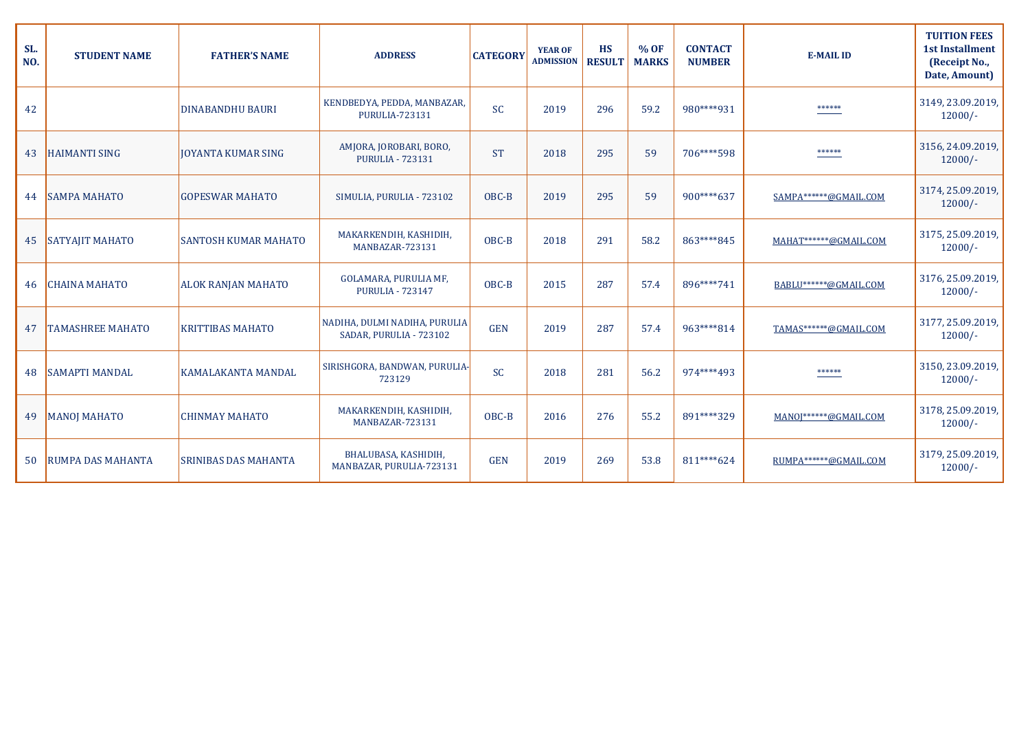| SL. NO. | STUDENT NAME | FATHER'S NAME | ADDRESS | CATEGORY | YEAR OF ADMISSION | HS RESULT | % OF MARKS | CONTACT NUMBER | E-MAIL ID | TUITION FEES 1st Installment (Receipt No., Date, Amount) |
|---|---|---|---|---|---|---|---|---|---|---|
| 42 | | DINABANDHU BAURI | KENDBEDYA, PEDDA, MANBAZAR, PURULIA-723131 | SC | 2019 | 296 | 59.2 | 980****931 | ****** | 3149, 23.09.2019, 12000/- |
| 43 | HAIMANTI SING | JOYANTA KUMAR SING | AMJORA, JOROBARI, BORO, PURULIA - 723131 | ST | 2018 | 295 | 59 | 706****598 | ****** | 3156, 24.09.2019, 12000/- |
| 44 | SAMPA MAHATO | GOPESWAR MAHATO | SIMULIA, PURULIA - 723102 | OBC-B | 2019 | 295 | 59 | 900****637 | SAMPA******@GMAIL.COM | 3174, 25.09.2019, 12000/- |
| 45 | SATYAJIT MAHATO | SANTOSH KUMAR MAHATO | MAKARKENDIH, KASHIDIH, MANBAZAR-723131 | OBC-B | 2018 | 291 | 58.2 | 863****845 | MAHAT******@GMAIL.COM | 3175, 25.09.2019, 12000/- |
| 46 | CHAINA MAHATO | ALOK RANJAN MAHATO | GOLAMARA, PURULIA MF, PURULIA - 723147 | OBC-B | 2015 | 287 | 57.4 | 896****741 | BABLU******@GMAIL.COM | 3176, 25.09.2019, 12000/- |
| 47 | TAMASHREE MAHATO | KRITTIBAS MAHATO | NADIHA, DULMI NADIHA, PURULIA SADAR, PURULIA - 723102 | GEN | 2019 | 287 | 57.4 | 963****814 | TAMAS******@GMAIL.COM | 3177, 25.09.2019, 12000/- |
| 48 | SAMAPTI MANDAL | KAMALAKANTA MANDAL | SIRISHGORA, BANDWAN, PURULIA-723129 | SC | 2018 | 281 | 56.2 | 974****493 | ****** | 3150, 23.09.2019, 12000/- |
| 49 | MANOJ MAHATO | CHINMAY MAHATO | MAKARKENDIH, KASHIDIH, MANBAZAR-723131 | OBC-B | 2016 | 276 | 55.2 | 891****329 | MANOJ******@GMAIL.COM | 3178, 25.09.2019, 12000/- |
| 50 | RUMPA DAS MAHANTA | SRINIBAS DAS MAHANTA | BHALUBASA, KASHIDIH, MANBAZAR, PURULIA-723131 | GEN | 2019 | 269 | 53.8 | 811****624 | RUMPA******@GMAIL.COM | 3179, 25.09.2019, 12000/- |